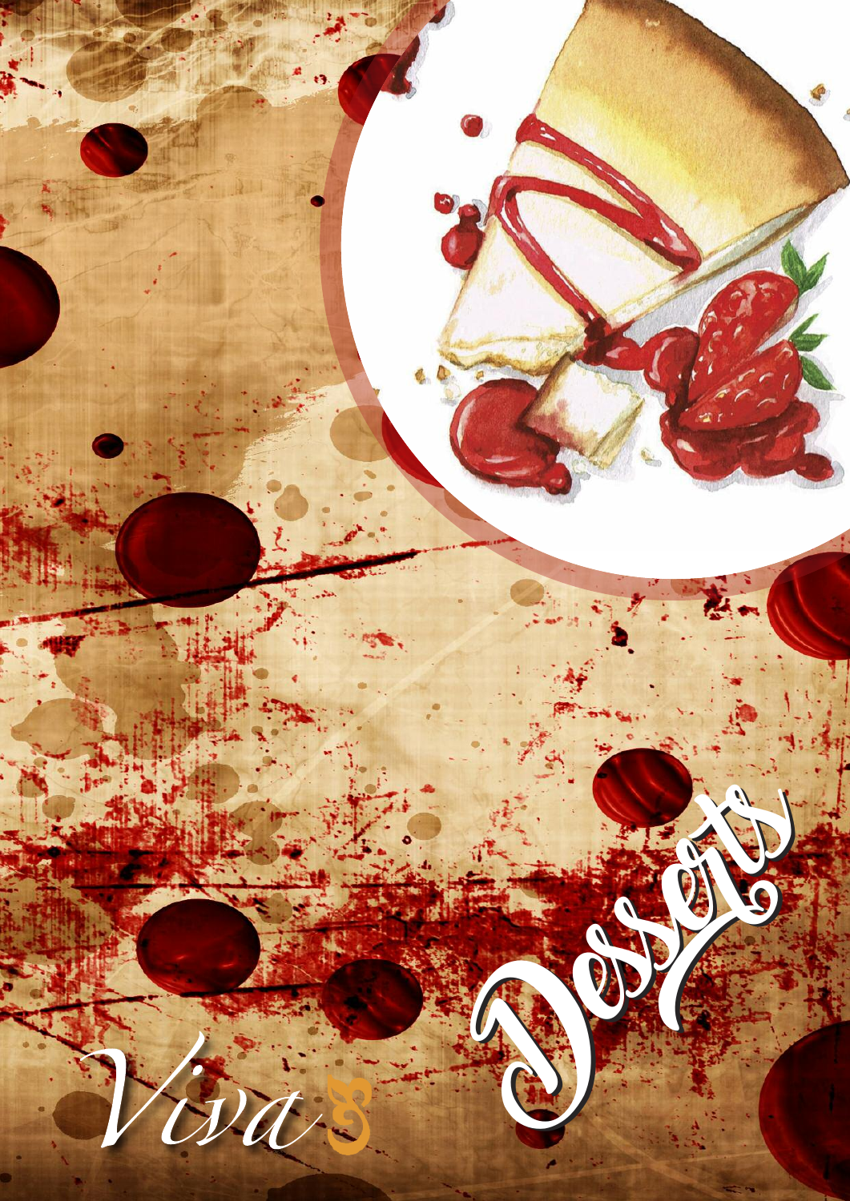# Desserts

Viva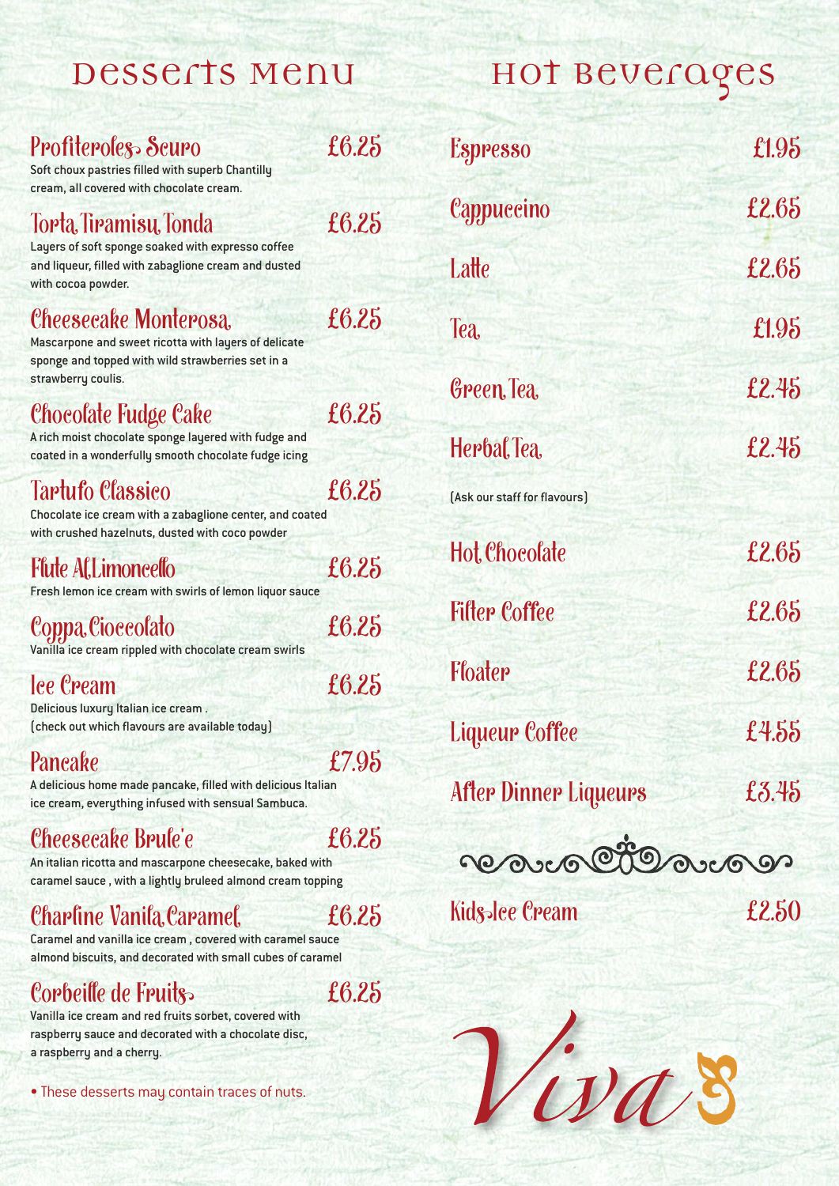# Desserts Menu

### Profiteroles Scuro — £6.25
Soft choux pastries filled with superb Chantilly cream, all covered with chocolate cream.

### Torta Tiramisu Tonda — £6.25
Layers of soft sponge soaked with expresso coffee and liqueur, filled with zabaglione cream and dusted with cocoa powder.

### Cheesecake Monterosa — £6.25
Mascarpone and sweet ricotta with layers of delicate sponge and topped with wild strawberries set in a strawberry coulis.

### Chocolate Fudge Cake — £6.25
A rich moist chocolate sponge layered with fudge and coated in a wonderfully smooth chocolate fudge icing

### Tartufo Classico — £6.25
Chocolate ice cream with a zabaglione center, and coated with crushed hazelnuts, dusted with coco powder

### Flute Al Limoncello — £6.25
Fresh lemon ice cream with swirls of lemon liquor sauce

### Coppa Cioccolato — £6.25
Vanilla ice cream rippled with chocolate cream swirls

### Ice Cream — £6.25
Delicious luxury Italian ice cream .
(check out which flavours are available today)

### Pancake — £7.95
A delicious home made pancake, filled with delicious Italian ice cream, everything infused with sensual Sambuca.

### Cheesecake Brule'e — £6.25
An italian ricotta and mascarpone cheesecake, baked with caramel sauce , with a lightly bruleed almond cream topping

### Charline Vanila Caramel — £6.25
Caramel and vanilla ice cream , covered with caramel sauce almond biscuits, and decorated with small cubes of caramel

### Corbeille de Fruits — £6.25
Vanilla ice cream and red fruits sorbet, covered with raspberry sauce and decorated with a chocolate disc, a raspberry and a cherry.

• These desserts may contain traces of nuts.

# Hot Beverages

| | |
|---|---|
| Espresso | £1.95 |
| Cappuccino | £2.65 |
| Latte | £2.65 |
| Tea | £1.95 |
| Green Tea | £2.45 |
| Herbal Tea | £2.45 |

(Ask our staff for flavours)

| | |
|---|---|
| Hot Chocolate | £2.65 |
| Filter Coffee | £2.65 |
| Floater | £2.65 |
| Liqueur Coffee | £4.55 |
| After Dinner Liqueurs | £3.45 |

| | |
|---|---|
| Kids Ice Cream | £2.50 |

Viva